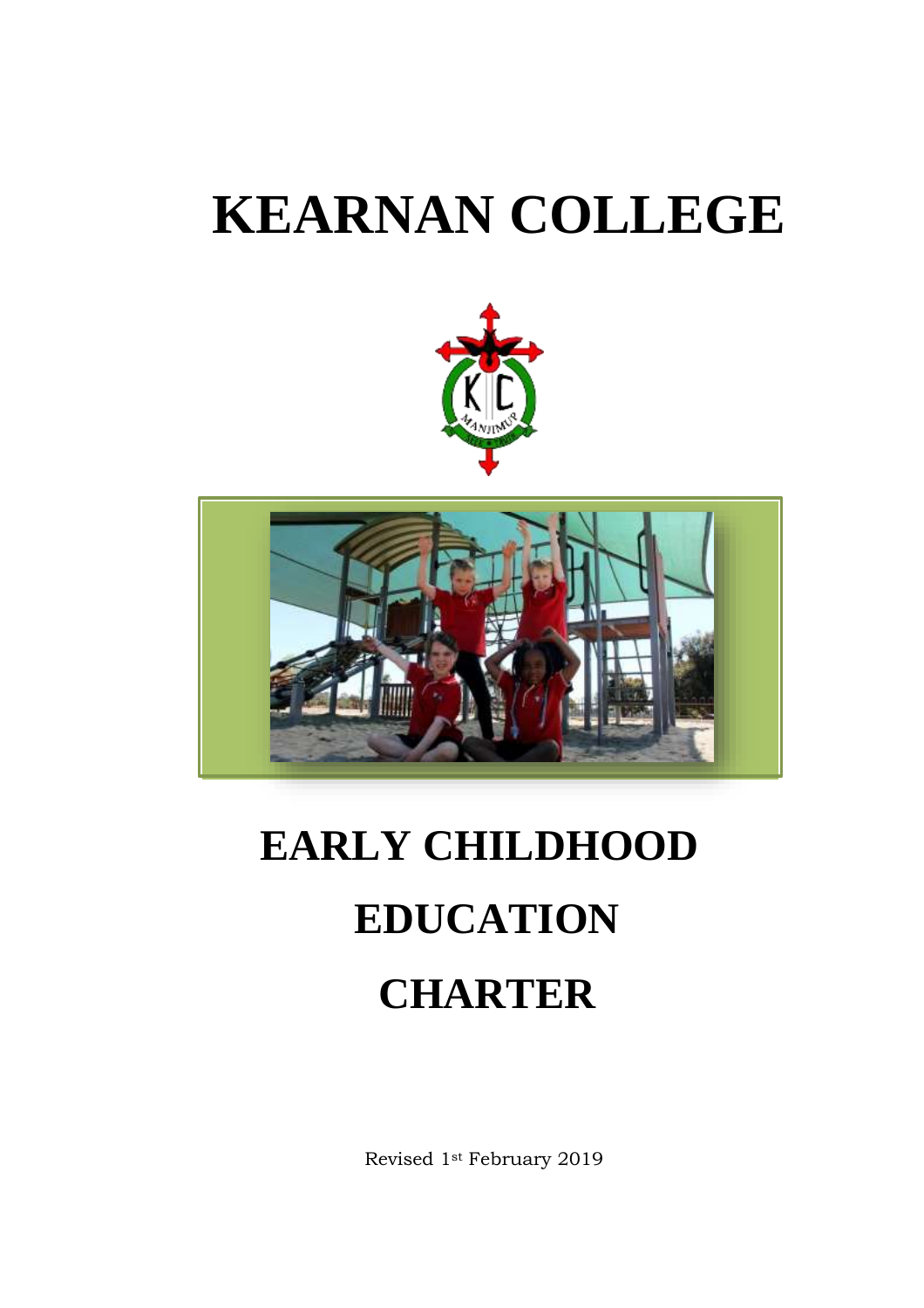# KEARNAN COLLEGE

# EARLY CHILDHOOD EDUCATION CHARTER

Revised 1st February 2019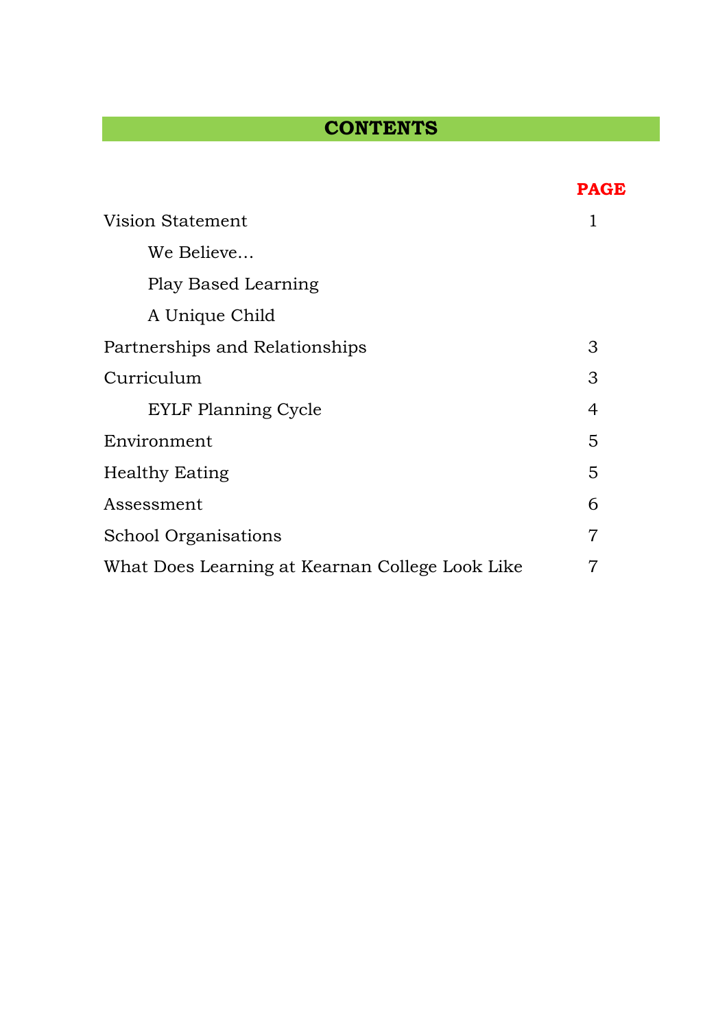# CONTENTS

| | PAGE |
|---|---|
| Vision Statement | 1 |
| We Believe… | |
| Play Based Learning | |
| A Unique Child | |
| Partnerships and Relationships | 3 |
| Curriculum | 3 |
| EYLF Planning Cycle | 4 |
| Environment | 5 |
| Healthy Eating | 5 |
| Assessment | 6 |
| School Organisations | 7 |
| What Does Learning at Kearnan College Look Like | 7 |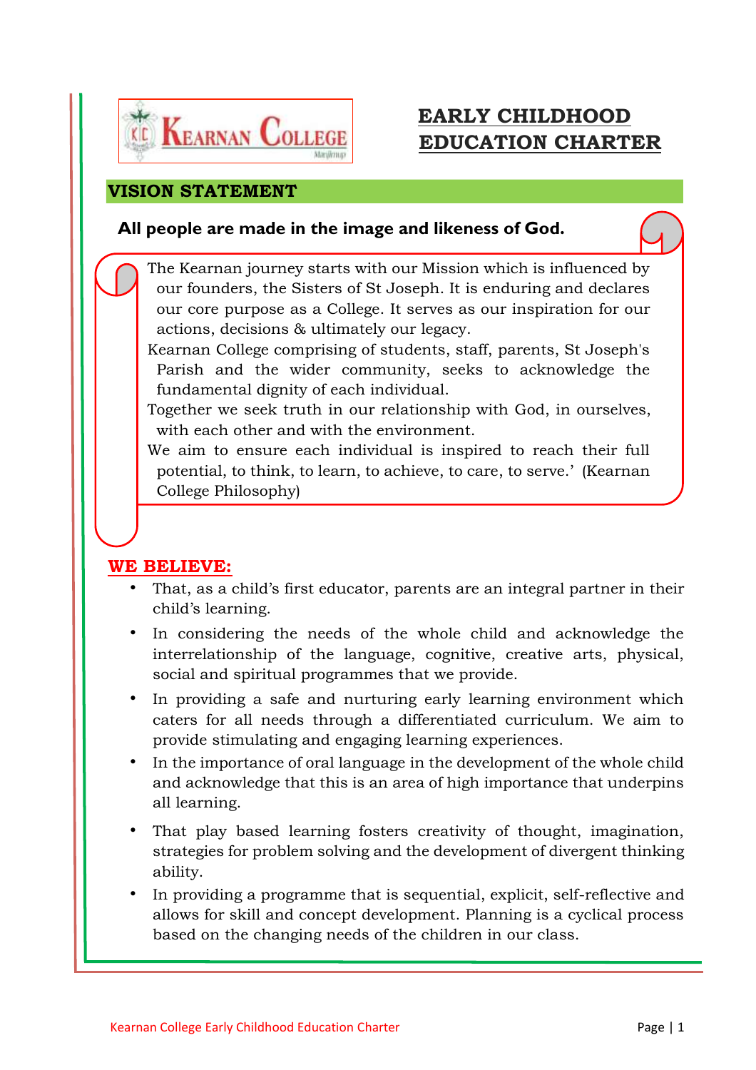# EARLY CHILDHOOD EDUCATION CHARTER

## VISION STATEMENT

**All people are made in the image and likeness of God.**

The Kearnan journey starts with our Mission which is influenced by our founders, the Sisters of St Joseph. It is enduring and declares our core purpose as a College. It serves as our inspiration for our actions, decisions & ultimately our legacy.

Kearnan College comprising of students, staff, parents, St Joseph's Parish and the wider community, seeks to acknowledge the fundamental dignity of each individual.

Together we seek truth in our relationship with God, in ourselves, with each other and with the environment.

We aim to ensure each individual is inspired to reach their full potential, to think, to learn, to achieve, to care, to serve.' (Kearnan College Philosophy)

## WE BELIEVE:

- That, as a child's first educator, parents are an integral partner in their child's learning.
- In considering the needs of the whole child and acknowledge the interrelationship of the language, cognitive, creative arts, physical, social and spiritual programmes that we provide.
- In providing a safe and nurturing early learning environment which caters for all needs through a differentiated curriculum. We aim to provide stimulating and engaging learning experiences.
- In the importance of oral language in the development of the whole child and acknowledge that this is an area of high importance that underpins all learning.
- That play based learning fosters creativity of thought, imagination, strategies for problem solving and the development of divergent thinking ability.
- In providing a programme that is sequential, explicit, self-reflective and allows for skill and concept development. Planning is a cyclical process based on the changing needs of the children in our class.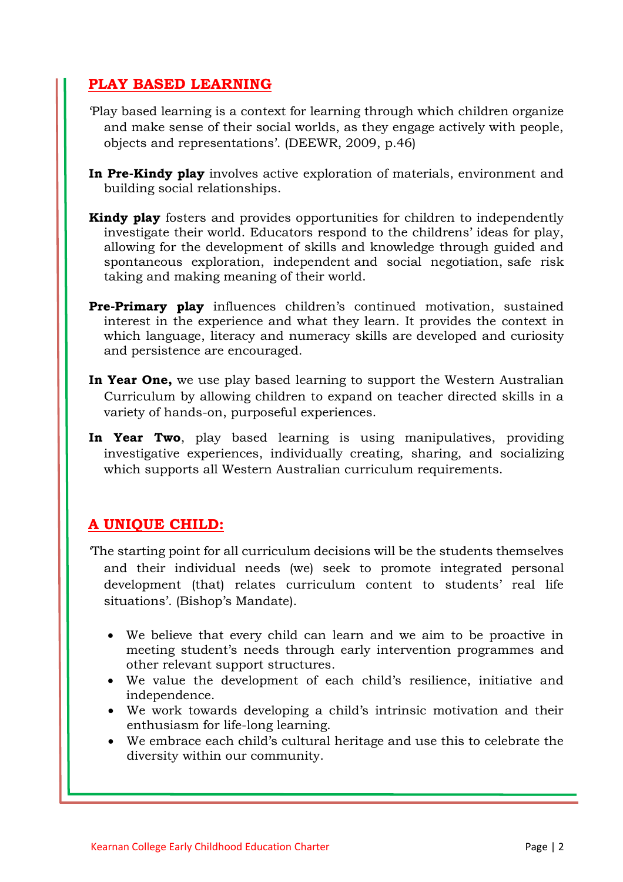## PLAY BASED LEARNING

'Play based learning is a context for learning through which children organize and make sense of their social worlds, as they engage actively with people, objects and representations'. (DEEWR, 2009, p.46)

**In Pre-Kindy play** involves active exploration of materials, environment and building social relationships.

**Kindy play** fosters and provides opportunities for children to independently investigate their world. Educators respond to the childrens' ideas for play, allowing for the development of skills and knowledge through guided and spontaneous exploration, independent and social negotiation, safe risk taking and making meaning of their world.

**Pre-Primary play** influences children's continued motivation, sustained interest in the experience and what they learn. It provides the context in which language, literacy and numeracy skills are developed and curiosity and persistence are encouraged.

**In Year One,** we use play based learning to support the Western Australian Curriculum by allowing children to expand on teacher directed skills in a variety of hands-on, purposeful experiences.

**In Year Two**, play based learning is using manipulatives, providing investigative experiences, individually creating, sharing, and socializing which supports all Western Australian curriculum requirements.

## A UNIQUE CHILD:

'The starting point for all curriculum decisions will be the students themselves and their individual needs (we) seek to promote integrated personal development (that) relates curriculum content to students' real life situations'. (Bishop's Mandate).

- We believe that every child can learn and we aim to be proactive in meeting student's needs through early intervention programmes and other relevant support structures.
- We value the development of each child's resilience, initiative and independence.
- We work towards developing a child's intrinsic motivation and their enthusiasm for life-long learning.
- We embrace each child's cultural heritage and use this to celebrate the diversity within our community.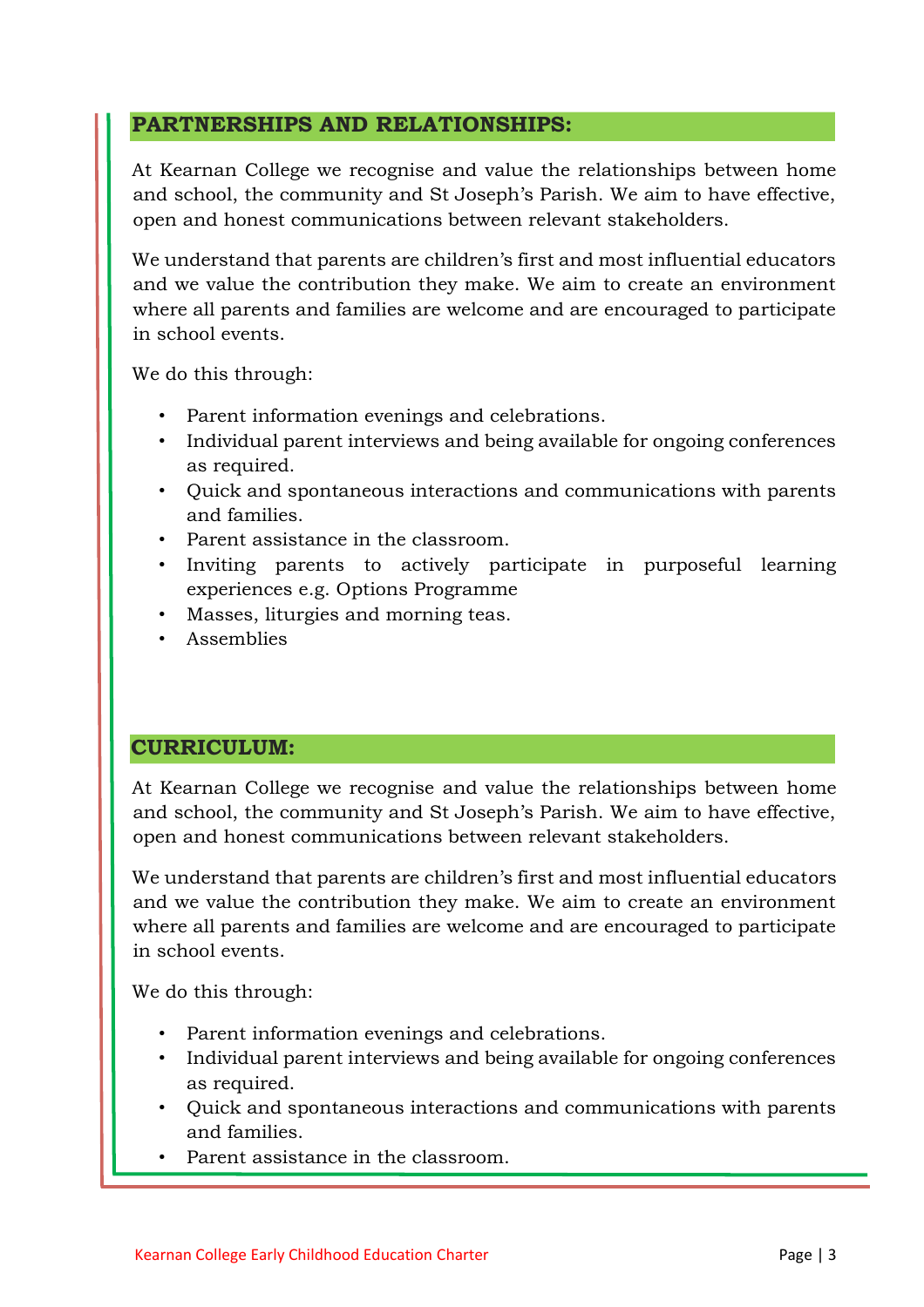## PARTNERSHIPS AND RELATIONSHIPS:

At Kearnan College we recognise and value the relationships between home and school, the community and St Joseph's Parish. We aim to have effective, open and honest communications between relevant stakeholders.

We understand that parents are children's first and most influential educators and we value the contribution they make. We aim to create an environment where all parents and families are welcome and are encouraged to participate in school events.

We do this through:

- Parent information evenings and celebrations.
- Individual parent interviews and being available for ongoing conferences as required.
- Quick and spontaneous interactions and communications with parents and families.
- Parent assistance in the classroom.
- Inviting parents to actively participate in purposeful learning experiences e.g. Options Programme
- Masses, liturgies and morning teas.
- Assemblies

## CURRICULUM:

At Kearnan College we recognise and value the relationships between home and school, the community and St Joseph's Parish. We aim to have effective, open and honest communications between relevant stakeholders.

We understand that parents are children's first and most influential educators and we value the contribution they make. We aim to create an environment where all parents and families are welcome and are encouraged to participate in school events.

We do this through:

- Parent information evenings and celebrations.
- Individual parent interviews and being available for ongoing conferences as required.
- Quick and spontaneous interactions and communications with parents and families.
- Parent assistance in the classroom.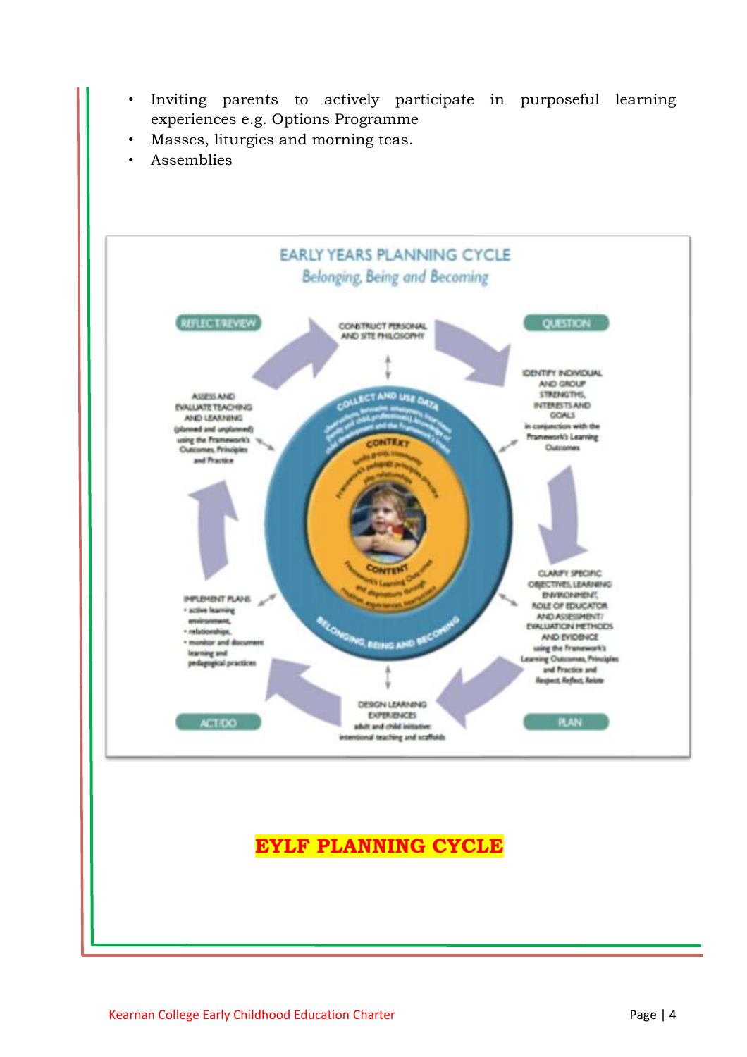- Inviting parents to actively participate in purposeful learning experiences e.g. Options Programme
- Masses, liturgies and morning teas.
- Assemblies

EARLY YEARS PLANNING CYCLE

*Belonging, Being and Becoming*

REFLECT/REVIEW

CONSTRUCT PERSONAL AND SITE PHILOSOPHY

QUESTION

IDENTIFY INDIVIDUAL AND GROUP STRENGTHS, INTERESTS AND GOALS in conjunction with the Framework's Learning Outcomes

ASSESS AND EVALUATE TEACHING AND LEARNING (planned and unplanned) using the Framework's Outcomes, Principles and Practice

COLLECT AND USE DATA

CONTEXT

CONTENT

BELONGING, BEING AND BECOMING

CLARIFY SPECIFIC OBJECTIVES, LEARNING ENVIRONMENT, ROLE OF EDUCATOR AND ASSESSMENT/ EVALUATION METHODS AND EVIDENCE using the Framework's Learning Outcomes, Principles and Practice and Respect, Reflect, Relate

IMPLEMENT PLANS
- active learning environment,
- relationships,
- monitor and document learning and pedagogical practices

DESIGN LEARNING EXPERIENCES adult and child initiative: intentional teaching and scaffolds

ACT/DO

PLAN

## EYLF PLANNING CYCLE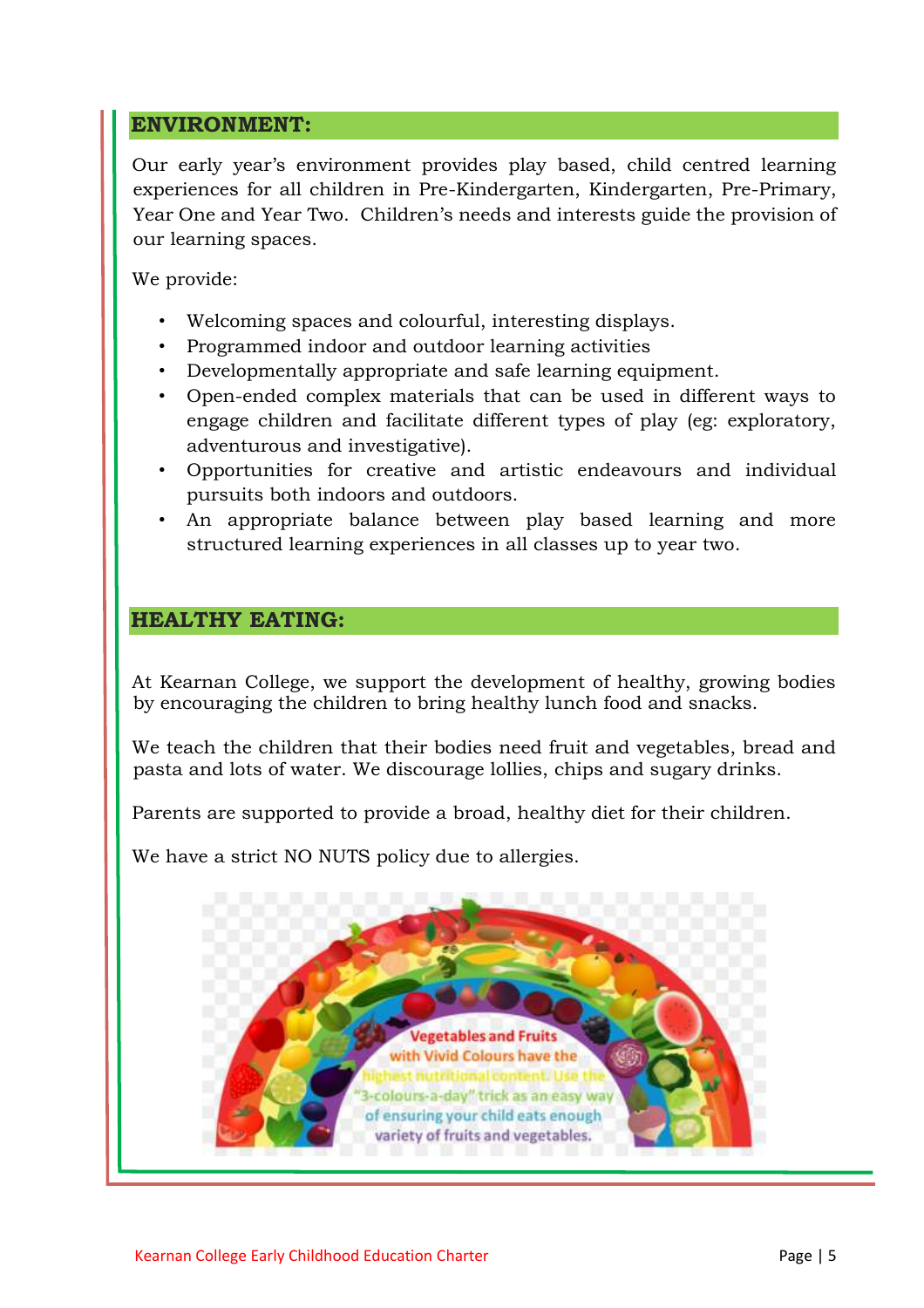## ENVIRONMENT:

Our early year's environment provides play based, child centred learning experiences for all children in Pre-Kindergarten, Kindergarten, Pre-Primary, Year One and Year Two. Children's needs and interests guide the provision of our learning spaces.

We provide:

- Welcoming spaces and colourful, interesting displays.
- Programmed indoor and outdoor learning activities
- Developmentally appropriate and safe learning equipment.
- Open-ended complex materials that can be used in different ways to engage children and facilitate different types of play (eg: exploratory, adventurous and investigative).
- Opportunities for creative and artistic endeavours and individual pursuits both indoors and outdoors.
- An appropriate balance between play based learning and more structured learning experiences in all classes up to year two.

## HEALTHY EATING:

At Kearnan College, we support the development of healthy, growing bodies by encouraging the children to bring healthy lunch food and snacks.

We teach the children that their bodies need fruit and vegetables, bread and pasta and lots of water. We discourage lollies, chips and sugary drinks.

Parents are supported to provide a broad, healthy diet for their children.

We have a strict NO NUTS policy due to allergies.

Vegetables and Fruits with Vivid Colours have the highest nutritional content. Use the "3-colours-a-day" trick as an easy way of ensuring your child eats enough variety of fruits and vegetables.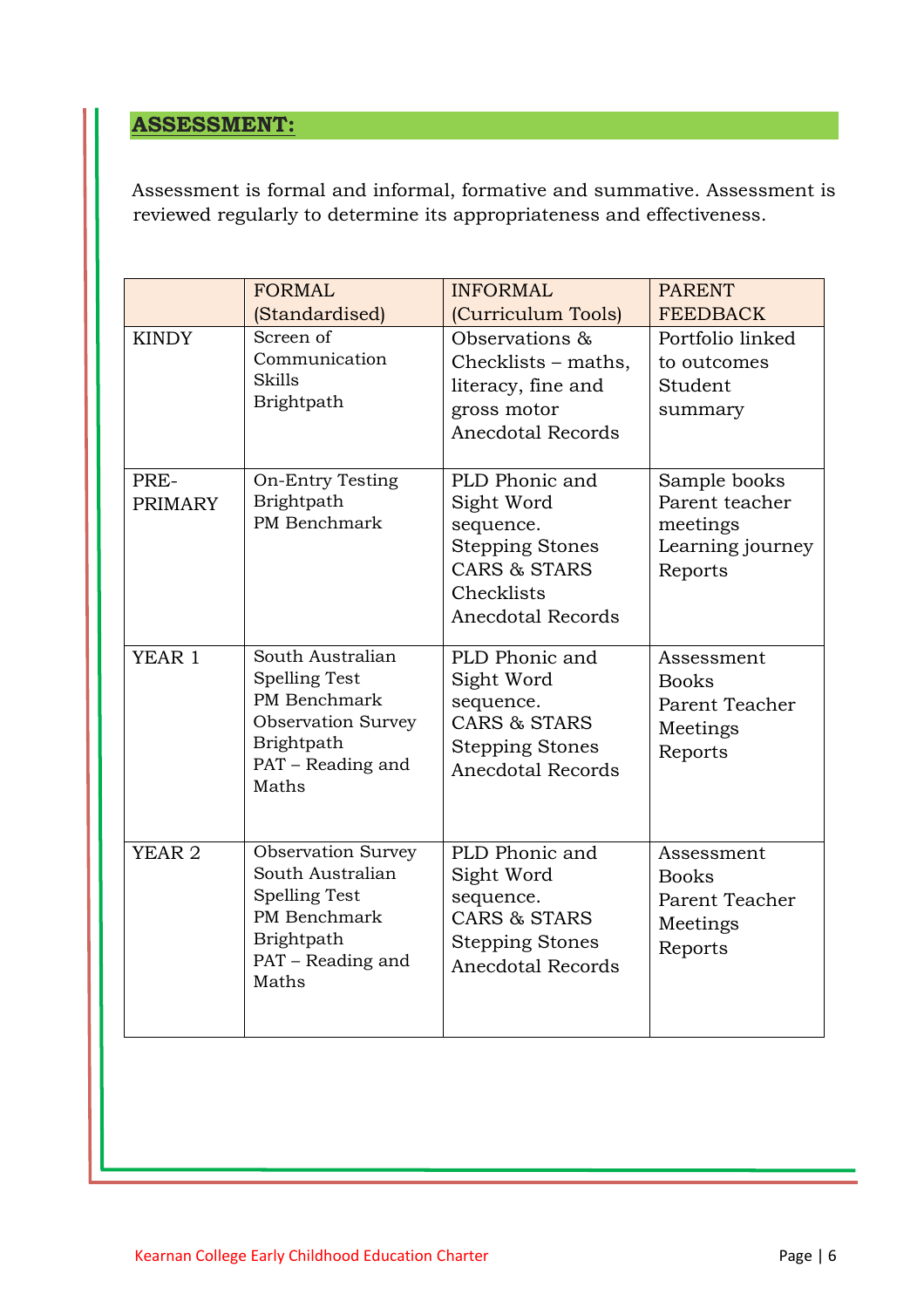## **ASSESSMENT:**

Assessment is formal and informal, formative and summative. Assessment is reviewed regularly to determine its appropriateness and effectiveness.

| | FORMAL (Standardised) | INFORMAL (Curriculum Tools) | PARENT FEEDBACK |
|---|---|---|---|
| KINDY | Screen of Communication Skills<br>Brightpath | Observations & Checklists – maths, literacy, fine and gross motor<br>Anecdotal Records | Portfolio linked to outcomes<br>Student summary |
| PRE-PRIMARY | On-Entry Testing<br>Brightpath<br>PM Benchmark | PLD Phonic and Sight Word sequence.<br>Stepping Stones<br>CARS & STARS<br>Checklists<br>Anecdotal Records | Sample books<br>Parent teacher meetings<br>Learning journey<br>Reports |
| YEAR 1 | South Australian Spelling Test<br>PM Benchmark<br>Observation Survey<br>Brightpath<br>PAT – Reading and Maths | PLD Phonic and Sight Word sequence.<br>CARS & STARS<br>Stepping Stones<br>Anecdotal Records | Assessment Books<br>Parent Teacher Meetings<br>Reports |
| YEAR 2 | Observation Survey<br>South Australian Spelling Test<br>PM Benchmark<br>Brightpath<br>PAT – Reading and Maths | PLD Phonic and Sight Word sequence.<br>CARS & STARS<br>Stepping Stones<br>Anecdotal Records | Assessment Books<br>Parent Teacher Meetings<br>Reports |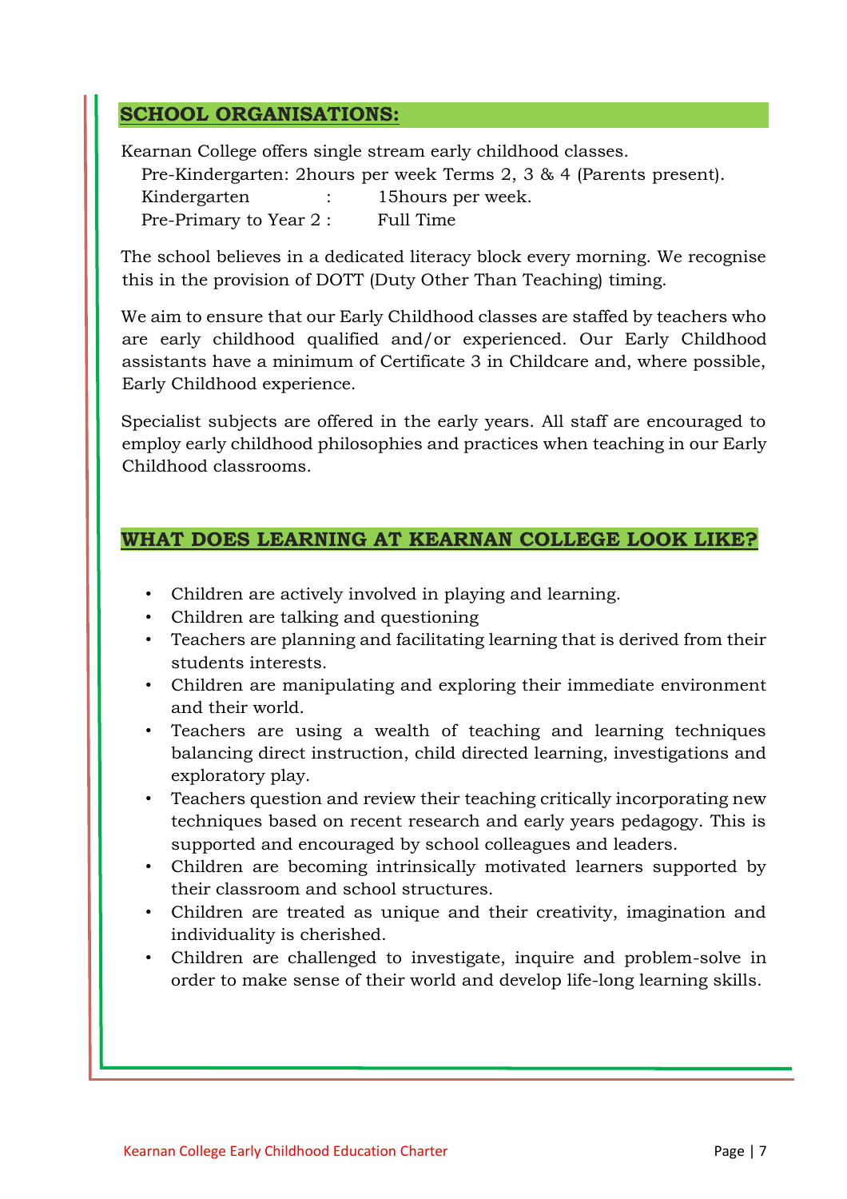## SCHOOL ORGANISATIONS:

Kearnan College offers single stream early childhood classes.

Pre-Kindergarten: 2hours per week Terms 2, 3 & 4 (Parents present).
Kindergarten : 15hours per week.
Pre-Primary to Year 2 : Full Time

The school believes in a dedicated literacy block every morning. We recognise this in the provision of DOTT (Duty Other Than Teaching) timing.

We aim to ensure that our Early Childhood classes are staffed by teachers who are early childhood qualified and/or experienced. Our Early Childhood assistants have a minimum of Certificate 3 in Childcare and, where possible, Early Childhood experience.

Specialist subjects are offered in the early years. All staff are encouraged to employ early childhood philosophies and practices when teaching in our Early Childhood classrooms.

## WHAT DOES LEARNING AT KEARNAN COLLEGE LOOK LIKE?

- Children are actively involved in playing and learning.
- Children are talking and questioning
- Teachers are planning and facilitating learning that is derived from their students interests.
- Children are manipulating and exploring their immediate environment and their world.
- Teachers are using a wealth of teaching and learning techniques balancing direct instruction, child directed learning, investigations and exploratory play.
- Teachers question and review their teaching critically incorporating new techniques based on recent research and early years pedagogy. This is supported and encouraged by school colleagues and leaders.
- Children are becoming intrinsically motivated learners supported by their classroom and school structures.
- Children are treated as unique and their creativity, imagination and individuality is cherished.
- Children are challenged to investigate, inquire and problem-solve in order to make sense of their world and develop life-long learning skills.